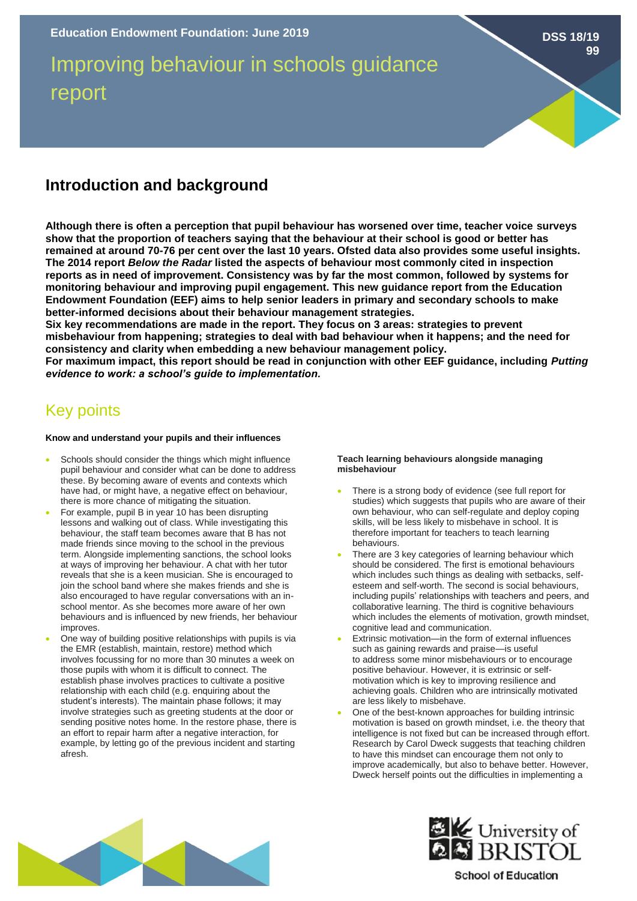Education Endowment Foundation: June 2019

DSS 18/19 99

# Improving behaviour in schools guidance report

## Introduction and background

**Although there is often a perception that pupil behaviour has worsened over time, teacher voice surveys show that the proportion of teachers saying that the behaviour at their school is good or better has remained at around 70-76 per cent over the last 10 years. Ofsted data also provides some useful insights. The 2014 report *Below the Radar* listed the aspects of behaviour most commonly cited in inspection reports as in need of improvement. Consistency was by far the most common, followed by systems for monitoring behaviour and improving pupil engagement. This new guidance report from the Education Endowment Foundation (EEF) aims to help senior leaders in primary and secondary schools to make better-informed decisions about their behaviour management strategies.**

**Six key recommendations are made in the report. They focus on 3 areas: strategies to prevent misbehaviour from happening; strategies to deal with bad behaviour when it happens; and the need for consistency and clarity when embedding a new behaviour management policy.**

**For maximum impact, this report should be read in conjunction with other EEF guidance, including *Putting evidence to work: a school's guide to implementation.***

## Key points

**Know and understand your pupils and their influences**

- Schools should consider the things which might influence pupil behaviour and consider what can be done to address these. By becoming aware of events and contexts which have had, or might have, a negative effect on behaviour, there is more chance of mitigating the situation.
- For example, pupil B in year 10 has been disrupting lessons and walking out of class. While investigating this behaviour, the staff team becomes aware that B has not made friends since moving to the school in the previous term. Alongside implementing sanctions, the school looks at ways of improving her behaviour. A chat with her tutor reveals that she is a keen musician. She is encouraged to join the school band where she makes friends and she is also encouraged to have regular conversations with an in-school mentor. As she becomes more aware of her own behaviours and is influenced by new friends, her behaviour improves.
- One way of building positive relationships with pupils is via the EMR (establish, maintain, restore) method which involves focussing for no more than 30 minutes a week on those pupils with whom it is difficult to connect. The establish phase involves practices to cultivate a positive relationship with each child (e.g. enquiring about the student's interests). The maintain phase follows; it may involve strategies such as greeting students at the door or sending positive notes home. In the restore phase, there is an effort to repair harm after a negative interaction, for example, by letting go of the previous incident and starting afresh.

**Teach learning behaviours alongside managing misbehaviour**

- There is a strong body of evidence (see full report for studies) which suggests that pupils who are aware of their own behaviour, who can self-regulate and deploy coping skills, will be less likely to misbehave in school. It is therefore important for teachers to teach learning behaviours.
- There are 3 key categories of learning behaviour which should be considered. The first is emotional behaviours which includes such things as dealing with setbacks, self-esteem and self-worth. The second is social behaviours, including pupils' relationships with teachers and peers, and collaborative learning. The third is cognitive behaviours which includes the elements of motivation, growth mindset, cognitive lead and communication.
- Extrinsic motivation—in the form of external influences such as gaining rewards and praise—is useful to address some minor misbehaviours or to encourage positive behaviour. However, it is extrinsic or self-motivation which is key to improving resilience and achieving goals. Children who are intrinsically motivated are less likely to misbehave.
- One of the best-known approaches for building intrinsic motivation is based on growth mindset, i.e. the theory that intelligence is not fixed but can be increased through effort. Research by Carol Dweck suggests that teaching children to have this mindset can encourage them not only to improve academically, but also to behave better. However, Dweck herself points out the difficulties in implementing a

University of BRISTOL School of Education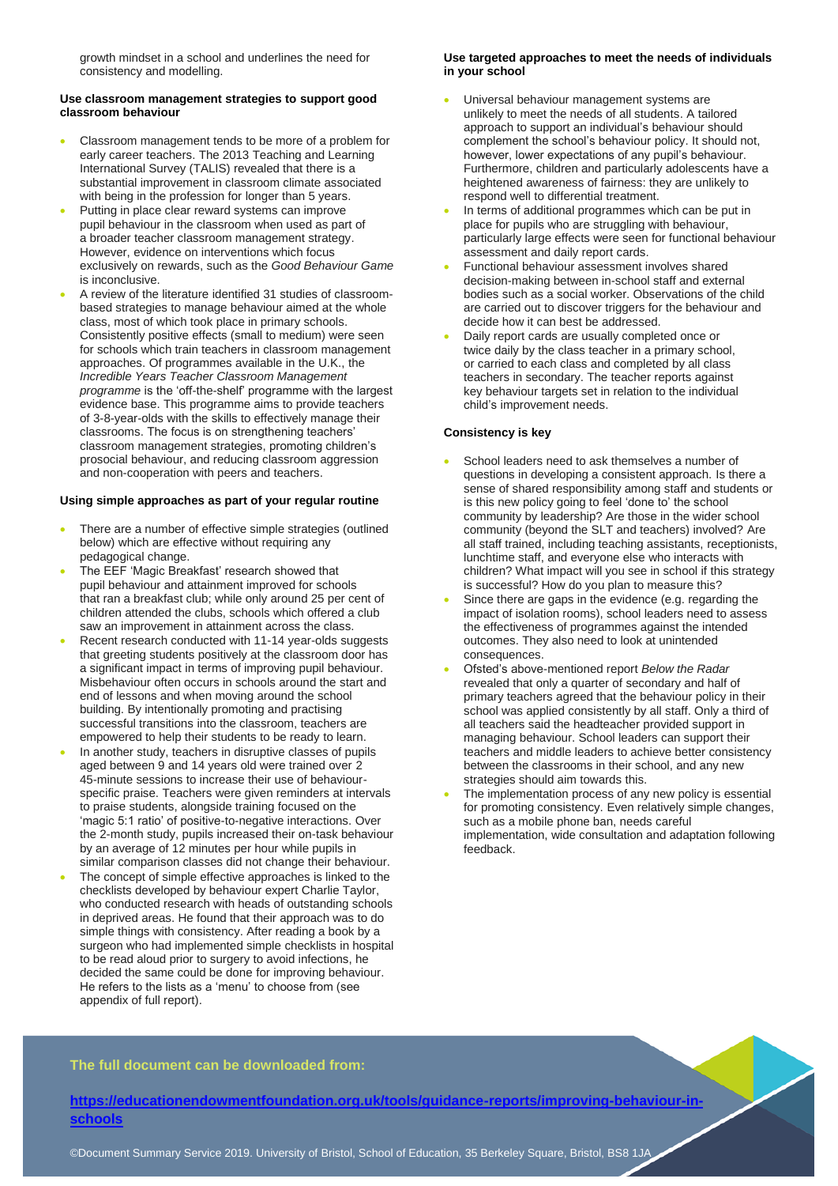growth mindset in a school and underlines the need for consistency and modelling.

**Use classroom management strategies to support good classroom behaviour**

- Classroom management tends to be more of a problem for early career teachers. The 2013 Teaching and Learning International Survey (TALIS) revealed that there is a substantial improvement in classroom climate associated with being in the profession for longer than 5 years.
- Putting in place clear reward systems can improve pupil behaviour in the classroom when used as part of a broader teacher classroom management strategy. However, evidence on interventions which focus exclusively on rewards, such as the *Good Behaviour Game* is inconclusive.
- A review of the literature identified 31 studies of classroom-based strategies to manage behaviour aimed at the whole class, most of which took place in primary schools. Consistently positive effects (small to medium) were seen for schools which train teachers in classroom management approaches. Of programmes available in the U.K., the *Incredible Years Teacher Classroom Management programme* is the 'off-the-shelf' programme with the largest evidence base. This programme aims to provide teachers of 3-8-year-olds with the skills to effectively manage their classrooms. The focus is on strengthening teachers' classroom management strategies, promoting children's prosocial behaviour, and reducing classroom aggression and non-cooperation with peers and teachers.

**Using simple approaches as part of your regular routine**

- There are a number of effective simple strategies (outlined below) which are effective without requiring any pedagogical change.
- The EEF 'Magic Breakfast' research showed that pupil behaviour and attainment improved for schools that ran a breakfast club; while only around 25 per cent of children attended the clubs, schools which offered a club saw an improvement in attainment across the class.
- Recent research conducted with 11-14 year-olds suggests that greeting students positively at the classroom door has a significant impact in terms of improving pupil behaviour. Misbehaviour often occurs in schools around the start and end of lessons and when moving around the school building. By intentionally promoting and practising successful transitions into the classroom, teachers are empowered to help their students to be ready to learn.
- In another study, teachers in disruptive classes of pupils aged between 9 and 14 years old were trained over 2 45-minute sessions to increase their use of behaviour-specific praise. Teachers were given reminders at intervals to praise students, alongside training focused on the 'magic 5:1 ratio' of positive-to-negative interactions. Over the 2-month study, pupils increased their on-task behaviour by an average of 12 minutes per hour while pupils in similar comparison classes did not change their behaviour.
- The concept of simple effective approaches is linked to the checklists developed by behaviour expert Charlie Taylor, who conducted research with heads of outstanding schools in deprived areas. He found that their approach was to do simple things with consistency. After reading a book by a surgeon who had implemented simple checklists in hospital to be read aloud prior to surgery to avoid infections, he decided the same could be done for improving behaviour. He refers to the lists as a 'menu' to choose from (see appendix of full report).

**Use targeted approaches to meet the needs of individuals in your school**

- Universal behaviour management systems are unlikely to meet the needs of all students. A tailored approach to support an individual's behaviour should complement the school's behaviour policy. It should not, however, lower expectations of any pupil's behaviour. Furthermore, children and particularly adolescents have a heightened awareness of fairness: they are unlikely to respond well to differential treatment.
- In terms of additional programmes which can be put in place for pupils who are struggling with behaviour, particularly large effects were seen for functional behaviour assessment and daily report cards.
- Functional behaviour assessment involves shared decision-making between in-school staff and external bodies such as a social worker. Observations of the child are carried out to discover triggers for the behaviour and decide how it can best be addressed.
- Daily report cards are usually completed once or twice daily by the class teacher in a primary school, or carried to each class and completed by all class teachers in secondary. The teacher reports against key behaviour targets set in relation to the individual child's improvement needs.

**Consistency is key**

- School leaders need to ask themselves a number of questions in developing a consistent approach. Is there a sense of shared responsibility among staff and students or is this new policy going to feel 'done to' the school community by leadership? Are those in the wider school community (beyond the SLT and teachers) involved? Are all staff trained, including teaching assistants, receptionists, lunchtime staff, and everyone else who interacts with children? What impact will you see in school if this strategy is successful? How do you plan to measure this?
- Since there are gaps in the evidence (e.g. regarding the impact of isolation rooms), school leaders need to assess the effectiveness of programmes against the intended outcomes. They also need to look at unintended consequences.
- Ofsted's above-mentioned report *Below the Radar* revealed that only a quarter of secondary and half of primary teachers agreed that the behaviour policy in their school was applied consistently by all staff. Only a third of all teachers said the headteacher provided support in managing behaviour. School leaders can support their teachers and middle leaders to achieve better consistency between the classrooms in their school, and any new strategies should aim towards this.
- The implementation process of any new policy is essential for promoting consistency. Even relatively simple changes, such as a mobile phone ban, needs careful implementation, wide consultation and adaptation following feedback.

**The full document can be downloaded from:**

https://educationendowmentfoundation.org.uk/tools/guidance-reports/improving-behaviour-in-schools

©Document Summary Service 2019. University of Bristol, School of Education, 35 Berkeley Square, Bristol, BS8 1JA